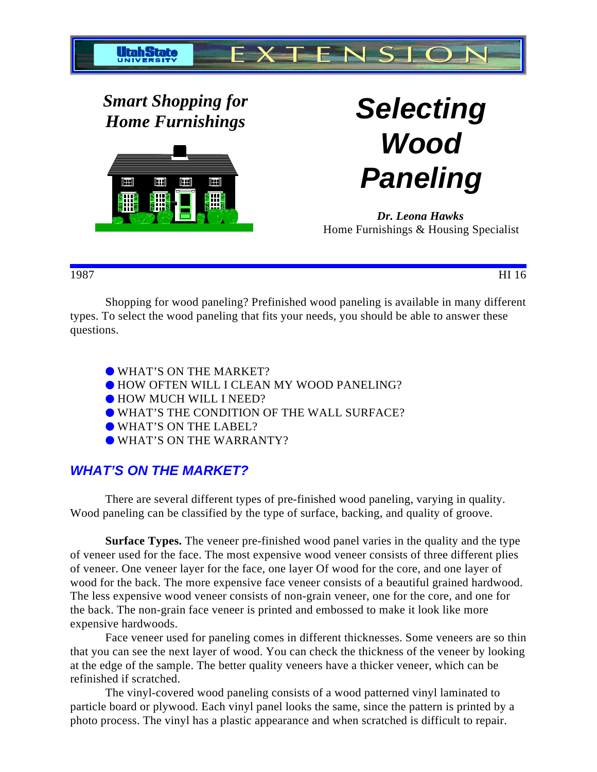Utah State University EXTENSION

*Smart Shopping for Home Furnishings*

# Selecting Wood Paneling

***Dr. Leona Hawks***
Home Furnishings & Housing Specialist

1987 HI 16

Shopping for wood paneling? Prefinished wood paneling is available in many different types. To select the wood paneling that fits your needs, you should be able to answer these questions.

- WHAT'S ON THE MARKET?
- HOW OFTEN WILL I CLEAN MY WOOD PANELING?
- HOW MUCH WILL I NEED?
- WHAT'S THE CONDITION OF THE WALL SURFACE?
- WHAT'S ON THE LABEL?
- WHAT'S ON THE WARRANTY?

## WHAT'S ON THE MARKET?

There are several different types of pre-finished wood paneling, varying in quality. Wood paneling can be classified by the type of surface, backing, and quality of groove.

**Surface Types.** The veneer pre-finished wood panel varies in the quality and the type of veneer used for the face. The most expensive wood veneer consists of three different plies of veneer. One veneer layer for the face, one layer Of wood for the core, and one layer of wood for the back. The more expensive face veneer consists of a beautiful grained hardwood. The less expensive wood veneer consists of non-grain veneer, one for the core, and one for the back. The non-grain face veneer is printed and embossed to make it look like more expensive hardwoods.

Face veneer used for paneling comes in different thicknesses. Some veneers are so thin that you can see the next layer of wood. You can check the thickness of the veneer by looking at the edge of the sample. The better quality veneers have a thicker veneer, which can be refinished if scratched.

The vinyl-covered wood paneling consists of a wood patterned vinyl laminated to particle board or plywood. Each vinyl panel looks the same, since the pattern is printed by a photo process. The vinyl has a plastic appearance and when scratched is difficult to repair.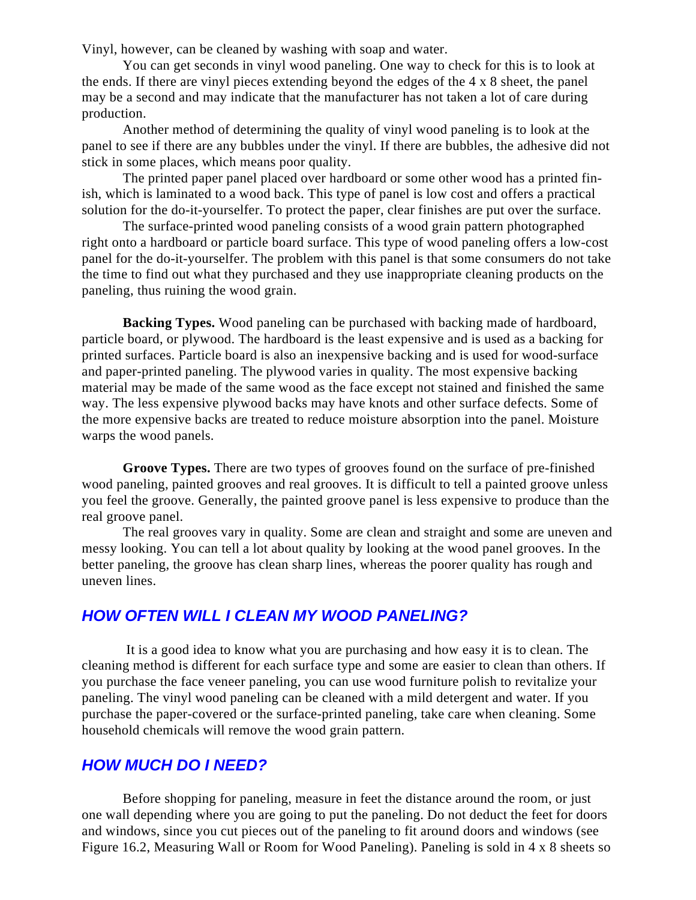Vinyl, however, can be cleaned by washing with soap and water.

You can get seconds in vinyl wood paneling. One way to check for this is to look at the ends. If there are vinyl pieces extending beyond the edges of the 4 x 8 sheet, the panel may be a second and may indicate that the manufacturer has not taken a lot of care during production.

Another method of determining the quality of vinyl wood paneling is to look at the panel to see if there are any bubbles under the vinyl. If there are bubbles, the adhesive did not stick in some places, which means poor quality.

The printed paper panel placed over hardboard or some other wood has a printed finish, which is laminated to a wood back. This type of panel is low cost and offers a practical solution for the do-it-yourselfer. To protect the paper, clear finishes are put over the surface.

The surface-printed wood paneling consists of a wood grain pattern photographed right onto a hardboard or particle board surface. This type of wood paneling offers a low-cost panel for the do-it-yourselfer. The problem with this panel is that some consumers do not take the time to find out what they purchased and they use inappropriate cleaning products on the paneling, thus ruining the wood grain.

**Backing Types.** Wood paneling can be purchased with backing made of hardboard, particle board, or plywood. The hardboard is the least expensive and is used as a backing for printed surfaces. Particle board is also an inexpensive backing and is used for wood-surface and paper-printed paneling. The plywood varies in quality. The most expensive backing material may be made of the same wood as the face except not stained and finished the same way. The less expensive plywood backs may have knots and other surface defects. Some of the more expensive backs are treated to reduce moisture absorption into the panel. Moisture warps the wood panels.

**Groove Types.** There are two types of grooves found on the surface of pre-finished wood paneling, painted grooves and real grooves. It is difficult to tell a painted groove unless you feel the groove. Generally, the painted groove panel is less expensive to produce than the real groove panel.

The real grooves vary in quality. Some are clean and straight and some are uneven and messy looking. You can tell a lot about quality by looking at the wood panel grooves. In the better paneling, the groove has clean sharp lines, whereas the poorer quality has rough and uneven lines.

## *HOW OFTEN WILL I CLEAN MY WOOD PANELING?*

It is a good idea to know what you are purchasing and how easy it is to clean. The cleaning method is different for each surface type and some are easier to clean than others. If you purchase the face veneer paneling, you can use wood furniture polish to revitalize your paneling. The vinyl wood paneling can be cleaned with a mild detergent and water. If you purchase the paper-covered or the surface-printed paneling, take care when cleaning. Some household chemicals will remove the wood grain pattern.

## *HOW MUCH DO I NEED?*

Before shopping for paneling, measure in feet the distance around the room, or just one wall depending where you are going to put the paneling. Do not deduct the feet for doors and windows, since you cut pieces out of the paneling to fit around doors and windows (see Figure 16.2, Measuring Wall or Room for Wood Paneling). Paneling is sold in 4 x 8 sheets so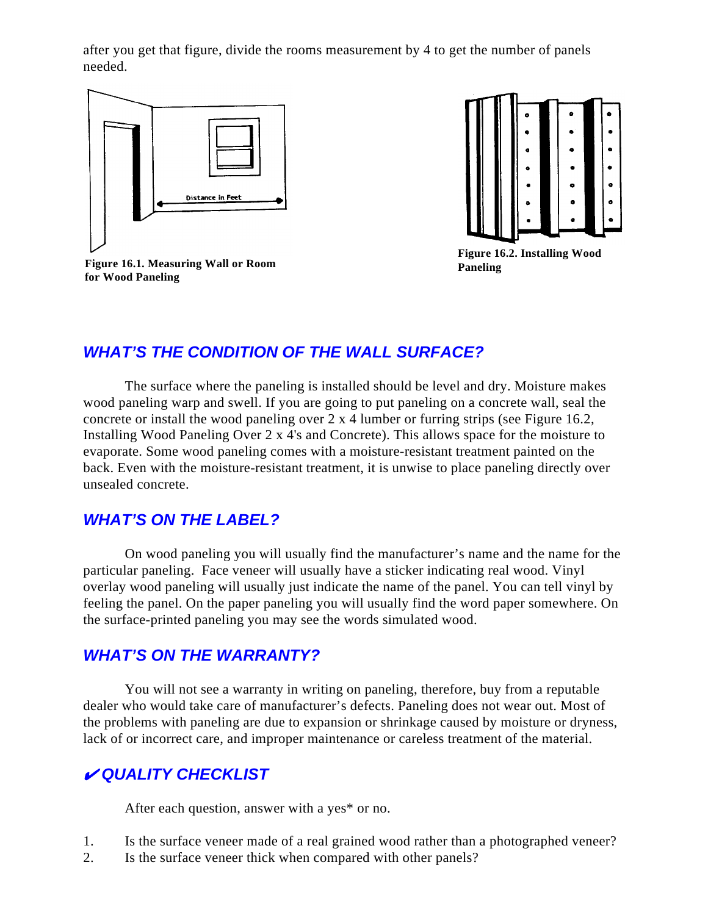after you get that figure, divide the rooms measurement by 4 to get the number of panels needed.

**Figure 16.1. Measuring Wall or Room for Wood Paneling**

**Figure 16.2. Installing Wood Paneling**

## *WHAT'S THE CONDITION OF THE WALL SURFACE?*

The surface where the paneling is installed should be level and dry. Moisture makes wood paneling warp and swell. If you are going to put paneling on a concrete wall, seal the concrete or install the wood paneling over 2 x 4 lumber or furring strips (see Figure 16.2, Installing Wood Paneling Over 2 x 4's and Concrete). This allows space for the moisture to evaporate. Some wood paneling comes with a moisture-resistant treatment painted on the back. Even with the moisture-resistant treatment, it is unwise to place paneling directly over unsealed concrete.

## *WHAT'S ON THE LABEL?*

On wood paneling you will usually find the manufacturer's name and the name for the particular paneling. Face veneer will usually have a sticker indicating real wood. Vinyl overlay wood paneling will usually just indicate the name of the panel. You can tell vinyl by feeling the panel. On the paper paneling you will usually find the word paper somewhere. On the surface-printed paneling you may see the words simulated wood.

## *WHAT'S ON THE WARRANTY?*

You will not see a warranty in writing on paneling, therefore, buy from a reputable dealer who would take care of manufacturer's defects. Paneling does not wear out. Most of the problems with paneling are due to expansion or shrinkage caused by moisture or dryness, lack of or incorrect care, and improper maintenance or careless treatment of the material.

## *✔QUALITY CHECKLIST*

After each question, answer with a yes* or no.

1. Is the surface veneer made of a real grained wood rather than a photographed veneer?
2. Is the surface veneer thick when compared with other panels?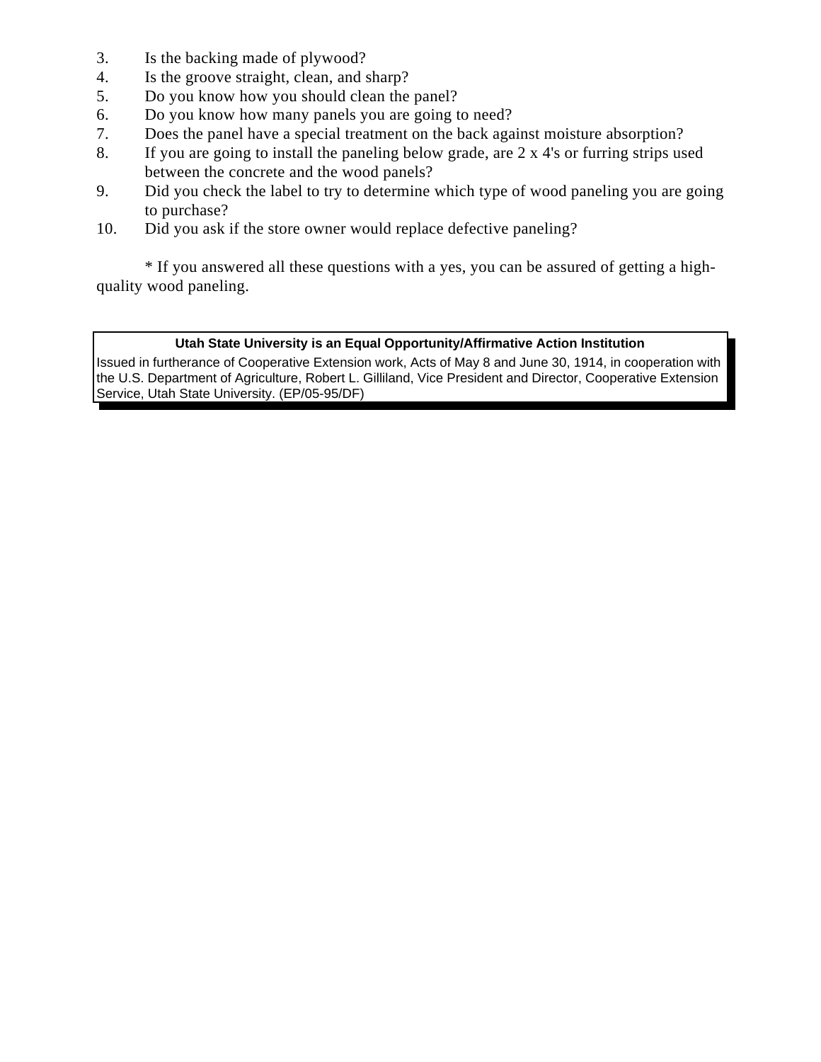3. Is the backing made of plywood?
4. Is the groove straight, clean, and sharp?
5. Do you know how you should clean the panel?
6. Do you know how many panels you are going to need?
7. Does the panel have a special treatment on the back against moisture absorption?
8. If you are going to install the paneling below grade, are 2 x 4's or furring strips used between the concrete and the wood panels?
9. Did you check the label to try to determine which type of wood paneling you are going to purchase?
10. Did you ask if the store owner would replace defective paneling?

\* If you answered all these questions with a yes, you can be assured of getting a high-quality wood paneling.

**Utah State University is an Equal Opportunity/Affirmative Action Institution**

Issued in furtherance of Cooperative Extension work, Acts of May 8 and June 30, 1914, in cooperation with the U.S. Department of Agriculture, Robert L. Gilliland, Vice President and Director, Cooperative Extension Service, Utah State University. (EP/05-95/DF)